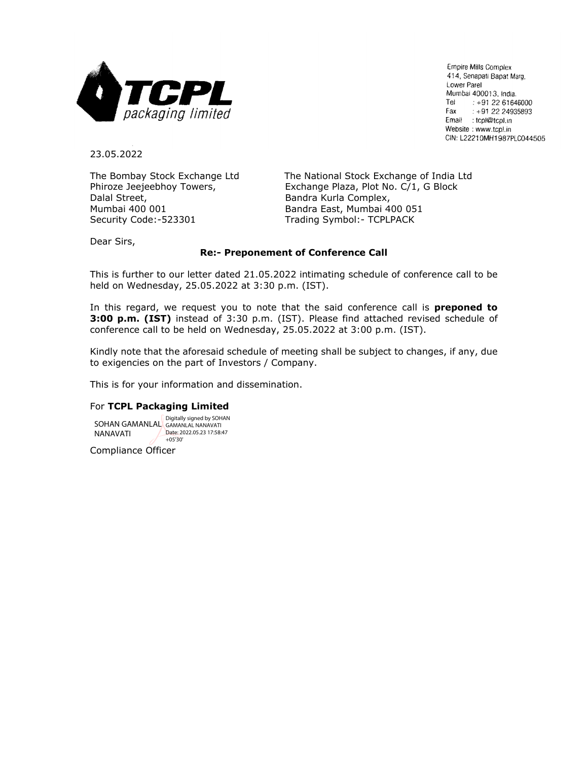**TCPL packaging limited**

Empire Mills Complex
414, Senapati Bapat Marg,
Lower Parel
Mumbai 400013, India.
Tel : +91 22 61646000
Fax : +91 22 24935893
Email : tcpl@tcpl.in
Website : www.tcpl.in
CIN: L22210MH1987PLC044505

23.05.2022

The Bombay Stock Exchange Ltd
Phiroze Jeejeebhoy Towers,
Dalal Street,
Mumbai 400 001
Security Code:-523301

The National Stock Exchange of India Ltd
Exchange Plaza, Plot No. C/1, G Block
Bandra Kurla Complex,
Bandra East, Mumbai 400 051
Trading Symbol:- TCPLPACK

Dear Sirs,

**Re:- Preponement of Conference Call**

This is further to our letter dated 21.05.2022 intimating schedule of conference call to be held on Wednesday, 25.05.2022 at 3:30 p.m. (IST).

In this regard, we request you to note that the said conference call is **preponed to 3:00 p.m. (IST)** instead of 3:30 p.m. (IST). Please find attached revised schedule of conference call to be held on Wednesday, 25.05.2022 at 3:00 p.m. (IST).

Kindly note that the aforesaid schedule of meeting shall be subject to changes, if any, due to exigencies on the part of Investors / Company.

This is for your information and dissemination.

For **TCPL Packaging Limited**

SOHAN GAMANLAL NANAVATI
Digitally signed by SOHAN GAMANLAL NANAVATI
Date: 2022.05.23 17:58:47 +05'30'

Compliance Officer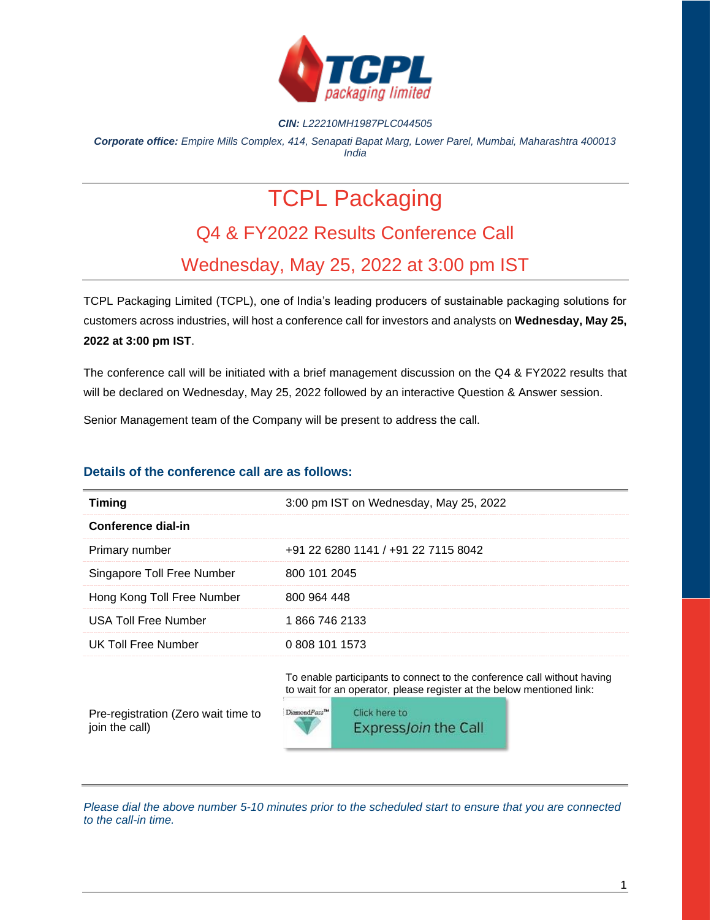**CIN:** *L22210MH1987PLC044505*

***Corporate office:*** *Empire Mills Complex, 414, Senapati Bapat Marg, Lower Parel, Mumbai, Maharashtra 400013 India*

# TCPL Packaging

## Q4 & FY2022 Results Conference Call

## Wednesday, May 25, 2022 at 3:00 pm IST

TCPL Packaging Limited (TCPL), one of India's leading producers of sustainable packaging solutions for customers across industries, will host a conference call for investors and analysts on **Wednesday, May 25, 2022 at 3:00 pm IST**.

The conference call will be initiated with a brief management discussion on the Q4 & FY2022 results that will be declared on Wednesday, May 25, 2022 followed by an interactive Question & Answer session.

Senior Management team of the Company will be present to address the call.

### Details of the conference call are as follows:

| | |
|---|---|
| **Timing** | 3:00 pm IST on Wednesday, May 25, 2022 |
| **Conference dial-in** | |
| Primary number | +91 22 6280 1141 / +91 22 7115 8042 |
| Singapore Toll Free Number | 800 101 2045 |
| Hong Kong Toll Free Number | 800 964 448 |
| USA Toll Free Number | 1 866 746 2133 |
| UK Toll Free Number | 0 808 101 1573 |
| Pre-registration (Zero wait time to join the call) | To enable participants to connect to the conference call without having to wait for an operator, please register at the below mentioned link: DiamondPass™ Click here to ExpressJoin the Call |

*Please dial the above number 5-10 minutes prior to the scheduled start to ensure that you are connected to the call-in time.*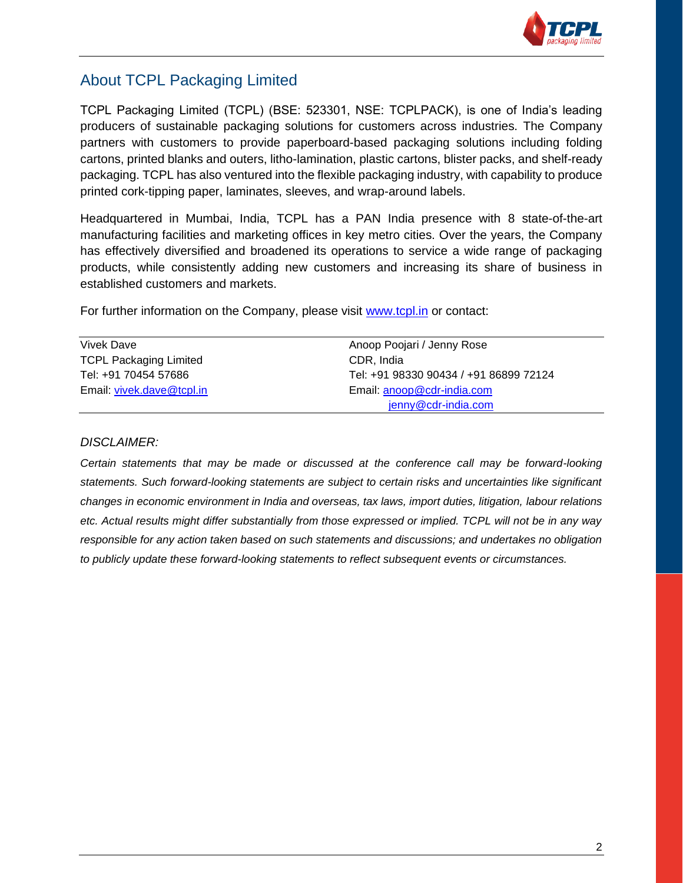## About TCPL Packaging Limited

TCPL Packaging Limited (TCPL) (BSE: 523301, NSE: TCPLPACK), is one of India's leading producers of sustainable packaging solutions for customers across industries. The Company partners with customers to provide paperboard-based packaging solutions including folding cartons, printed blanks and outers, litho-lamination, plastic cartons, blister packs, and shelf-ready packaging. TCPL has also ventured into the flexible packaging industry, with capability to produce printed cork-tipping paper, laminates, sleeves, and wrap-around labels.

Headquartered in Mumbai, India, TCPL has a PAN India presence with 8 state-of-the-art manufacturing facilities and marketing offices in key metro cities. Over the years, the Company has effectively diversified and broadened its operations to service a wide range of packaging products, while consistently adding new customers and increasing its share of business in established customers and markets.

For further information on the Company, please visit [www.tcpl.in](http://www.tcpl.in) or contact:

| | |
|---|---|
| Vivek Dave | Anoop Poojari / Jenny Rose |
| TCPL Packaging Limited | CDR, India |
| Tel: +91 70454 57686 | Tel: +91 98330 90434 / +91 86899 72124 |
| Email: vivek.dave@tcpl.in | Email: anoop@cdr-india.com |
| | jenny@cdr-india.com |

*DISCLAIMER:*

*Certain statements that may be made or discussed at the conference call may be forward-looking statements. Such forward-looking statements are subject to certain risks and uncertainties like significant changes in economic environment in India and overseas, tax laws, import duties, litigation, labour relations etc. Actual results might differ substantially from those expressed or implied. TCPL will not be in any way responsible for any action taken based on such statements and discussions; and undertakes no obligation to publicly update these forward-looking statements to reflect subsequent events or circumstances.*